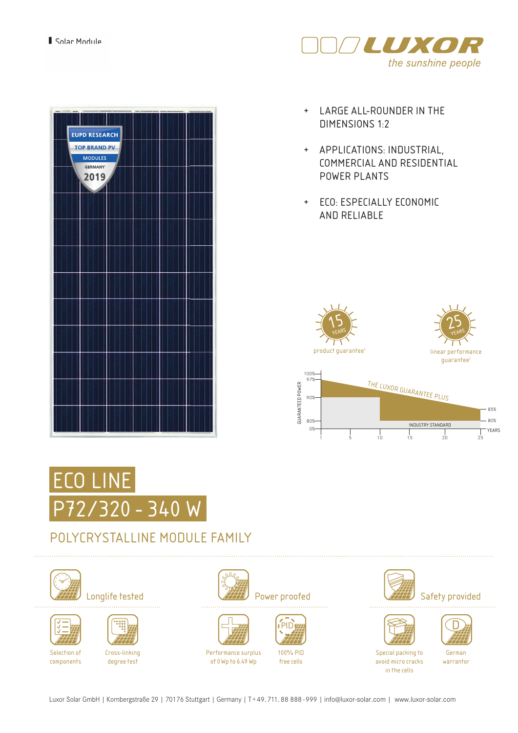Solar Module

LUXOR
*the sunshine people*

+ LARGE ALL-ROUNDER IN THE DIMENSIONS 1:2
+ APPLICATIONS: INDUSTRIAL, COMMERCIAL AND RESIDENTIAL POWER PLANTS
+ ECO: ESPECIALLY ECONOMIC AND RELIABLE

EUPD RESEARCH TOP BRAND PV MODULES GERMANY 2019

15 YEARS product guarantee[1]

25 YEARS linear performance guarantee[1]

GUARANTEED POWER: 100%, 97%, 90%, 85%, 80%, 0%

THE LUXOR GUARANTEE PLUS

INDUSTRY STANDARD

YEARS: 1, 5, 10, 15, 20, 25

# ECO LINE
# P72/320 - 340 W

## POLYCRYSTALLINE MODULE FAMILY

**Longlife tested**
- Selection of components
- Cross-linking degree test

**Power proofed**
- Performance surplus of 0 Wp to 6.49 Wp
- 100% PID free cells

**Safety provided**
- Special packing to avoid micro cracks in the cells
- German warrantor

Luxor Solar GmbH | Kornbergstraße 29 | 70176 Stuttgart | Germany | T+49.711.88 888-999 | info@luxor-solar.com | www.luxor-solar.com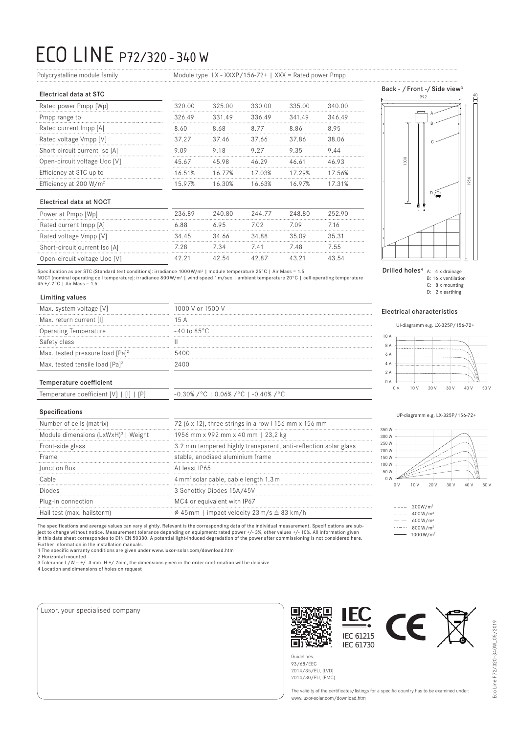# ECO LINE P72/320 - 340 W

Polycrystalline module family

Module type LX - XXXP/156-72+ | XXX = Rated power Pmpp

### Electrical data at STC

| | | | | | |
|---|---|---|---|---|---|
| Rated power Pmpp [Wp] | 320.00 | 325.00 | 330.00 | 335.00 | 340.00 |
| Pmpp range to | 326.49 | 331.49 | 336.49 | 341.49 | 346.49 |
| Rated current Impp [A] | 8.60 | 8.68 | 8.77 | 8.86 | 8.95 |
| Rated voltage Vmpp [V] | 37.27 | 37.46 | 37.66 | 37.86 | 38.06 |
| Short-circuit current Isc [A] | 9.09 | 9.18 | 9.27 | 9.35 | 9.44 |
| Open-circuit voltage Uoc [V] | 45.67 | 45.98 | 46.29 | 46.61 | 46.93 |
| Efficiency at STC up to | 16.51% | 16.77% | 17.03% | 17.29% | 17.56% |
| Efficiency at 200 W/m² | 15.97% | 16.30% | 16.63% | 16.97% | 17.31% |

### Electrical data at NOCT

| | | | | | |
|---|---|---|---|---|---|
| Power at Pmpp [Wp] | 236.89 | 240.80 | 244.77 | 248.80 | 252.90 |
| Rated current Impp [A] | 6.88 | 6.95 | 7.02 | 7.09 | 7.16 |
| Rated voltage Vmpp [V] | 34.45 | 34.66 | 34.88 | 35.09 | 35.31 |
| Short-circuit current Isc [A] | 7.28 | 7.34 | 7.41 | 7.48 | 7.55 |
| Open-circuit voltage Uoc [V] | 42.21 | 42.54 | 42.87 | 43.21 | 43.54 |

Specification as per STC (Standard test conditions): irradiance 1000 W/m² | module temperature 25°C | Air Mass = 1.5
NOCT (nominal operating cell temperature): irradiance 800 W/m² | wind speed 1 m/sec | ambient temperature 20°C | cell operating temperature 45 +/-2°C | Air Mass = 1.5

### Limiting values

| | |
|---|---|
| Max. system voltage [V] | 1000 V or 1500 V |
| Max. return current [I] | 15 A |
| Operating Temperature | -40 to 85°C |
| Safety class | II |
| Max. tested pressure load [Pa][2] | 5400 |
| Max. tested tensile load [Pa][2] | 2400 |

### Temperature coefficient

| | |
|---|---|
| Temperature coefficient [V] \| [I] \| [P] | -0.30% /°C \| 0.06% /°C \| -0.40% /°C |

### Specifications

| | |
|---|---|
| Number of cells (matrix) | 72 (6 x 12), three strings in a row I 156 mm x 156 mm |
| Module dimensions (LxWxH)[3] \| Weight | 1956 mm x 992 mm x 40 mm \| 23,2 kg |
| Front-side glass | 3.2 mm tempered highly transparent, anti-reflection solar glass |
| Frame | stable, anodised aluminium frame |
| Junction Box | At least IP65 |
| Cable | 4 mm² solar cable, cable length 1.3 m |
| Diodes | 3 Schottky Diodes 15A/45V |
| Plug-in connection | MC4 or equivalent with IP67 |
| Hail test (max. hailstorm) | Ø 45 mm \| impact velocity 23 m/s ≙ 83 km/h |

The specifications and average values can vary slightly. Relevant is the corresponding data of the individual measurement. Specifications are subject to change without notice. Measurement tolerance depending on equipment: rated power +/- 3%, other values +/- 10%. All information given in this data sheet correspondes to DIN EN 50380. A potential light-induced degradation of the power after commissioning is not considered here. Further information in the installation manuals.

1 The specific warranty conditions are given under www.luxor-solar.com/download.htm
2 Horizontal mounted
3 Tolerance L/W = +/- 3 mm. H +/-2mm, the dimensions given in the order confirmation will be decisive
4 Location and dimensions of holes on request

### Back - / Front -/ Side view[3]

992
40
1300
1956
A
B
C
D

Drilled holes[4] A: 4 x drainage
B: 16 x ventilation
C: 8 x mounting
D: 2 x earthing

### Electrical characteristics

UI-diagramm e.g. LX-325P/156-72+

10 A
8 A
6 A
4 A
2 A
0 A
0 V 10 V 20 V 30 V 40 V 50 V

UP-diagramm e.g. LX-325P/156-72+

350 W
300 W
250 W
200 W
150 W
100 W
50 W
0 W
0 V 10 V 20 V 30 V 40 V 50 V

200W/m²
400W/m²
600W/m²
800W/m²
1000W/m²

Luxor, your specialised company

IEC 61215
IEC 61730

Guidelines:
93/68/EEC
2014/35/EU, (LVD)
2014/30/EU, (EMC)

The validity of the certificates/listings for a specific country has to be examined under: www.luxor-solar.com/download.htm

Eco Line P72/320-340W_05/2019